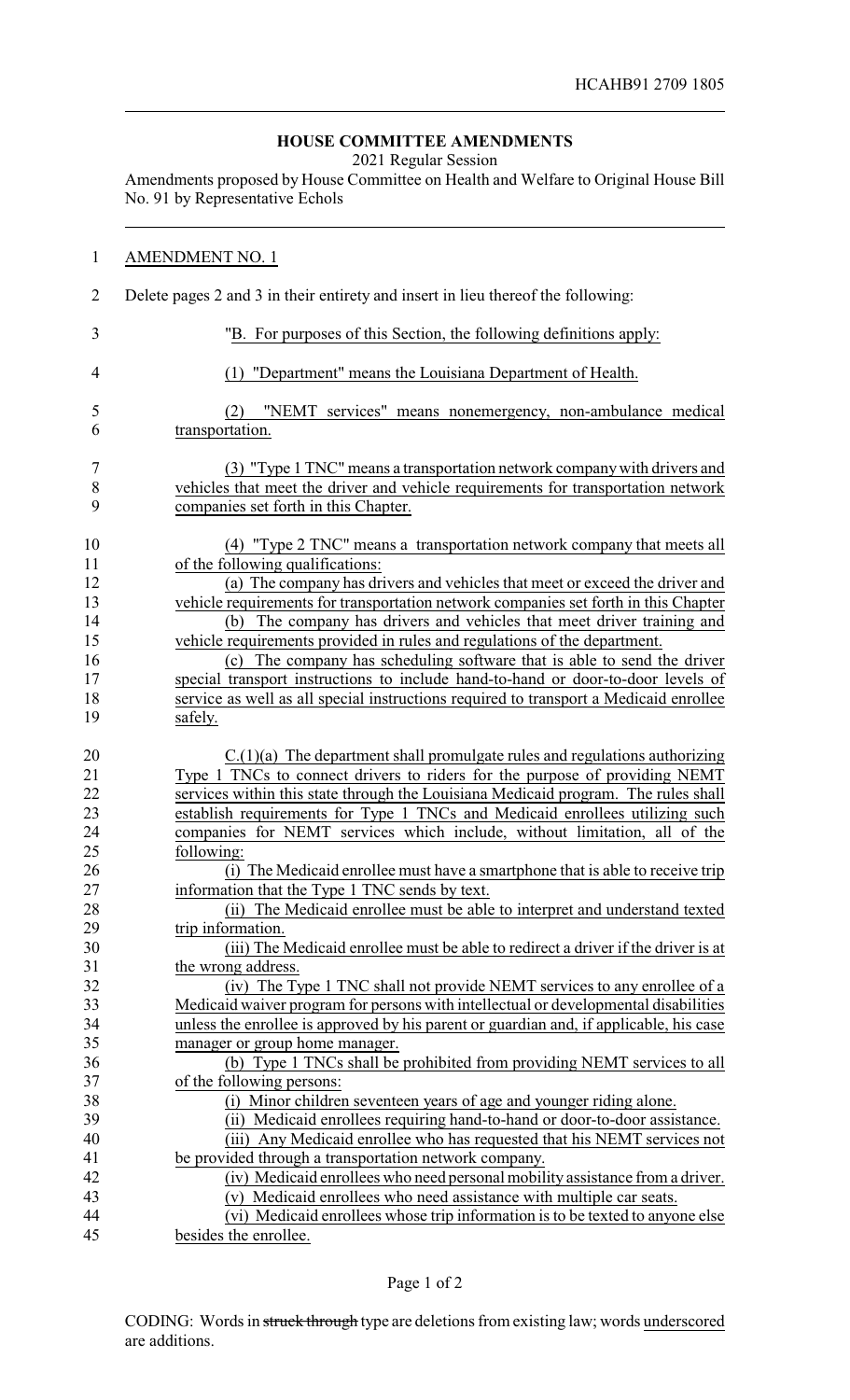HCAHB91 2709 1805

## HOUSE COMMITTEE AMENDMENTS

2021 Regular Session

Amendments proposed by House Committee on Health and Welfare to Original House Bill No. 91 by Representative Echols

AMENDMENT NO. 1

Delete pages 2 and 3 in their entirety and insert in lieu thereof the following:

"B. For purposes of this Section, the following definitions apply:

(1) "Department" means the Louisiana Department of Health.

(2) "NEMT services" means nonemergency, non-ambulance medical transportation.

(3) "Type 1 TNC" means a transportation network company with drivers and vehicles that meet the driver and vehicle requirements for transportation network companies set forth in this Chapter.

(4) "Type 2 TNC" means a transportation network company that meets all of the following qualifications:

(a) The company has drivers and vehicles that meet or exceed the driver and vehicle requirements for transportation network companies set forth in this Chapter

(b) The company has drivers and vehicles that meet driver training and vehicle requirements provided in rules and regulations of the department.

(c) The company has scheduling software that is able to send the driver special transport instructions to include hand-to-hand or door-to-door levels of service as well as all special instructions required to transport a Medicaid enrollee safely.

C.(1)(a) The department shall promulgate rules and regulations authorizing Type 1 TNCs to connect drivers to riders for the purpose of providing NEMT services within this state through the Louisiana Medicaid program. The rules shall establish requirements for Type 1 TNCs and Medicaid enrollees utilizing such companies for NEMT services which include, without limitation, all of the following:

(i) The Medicaid enrollee must have a smartphone that is able to receive trip information that the Type 1 TNC sends by text.

(ii) The Medicaid enrollee must be able to interpret and understand texted trip information.

(iii) The Medicaid enrollee must be able to redirect a driver if the driver is at the wrong address.

(iv) The Type 1 TNC shall not provide NEMT services to any enrollee of a Medicaid waiver program for persons with intellectual or developmental disabilities unless the enrollee is approved by his parent or guardian and, if applicable, his case manager or group home manager.

(b) Type 1 TNCs shall be prohibited from providing NEMT services to all of the following persons:

(i) Minor children seventeen years of age and younger riding alone.

(ii) Medicaid enrollees requiring hand-to-hand or door-to-door assistance.

(iii) Any Medicaid enrollee who has requested that his NEMT services not be provided through a transportation network company.

(iv) Medicaid enrollees who need personal mobility assistance from a driver.

(v) Medicaid enrollees who need assistance with multiple car seats.

(vi) Medicaid enrollees whose trip information is to be texted to anyone else besides the enrollee.

CODING: Words in ~~struck through~~ type are deletions from existing law; words underscored are additions.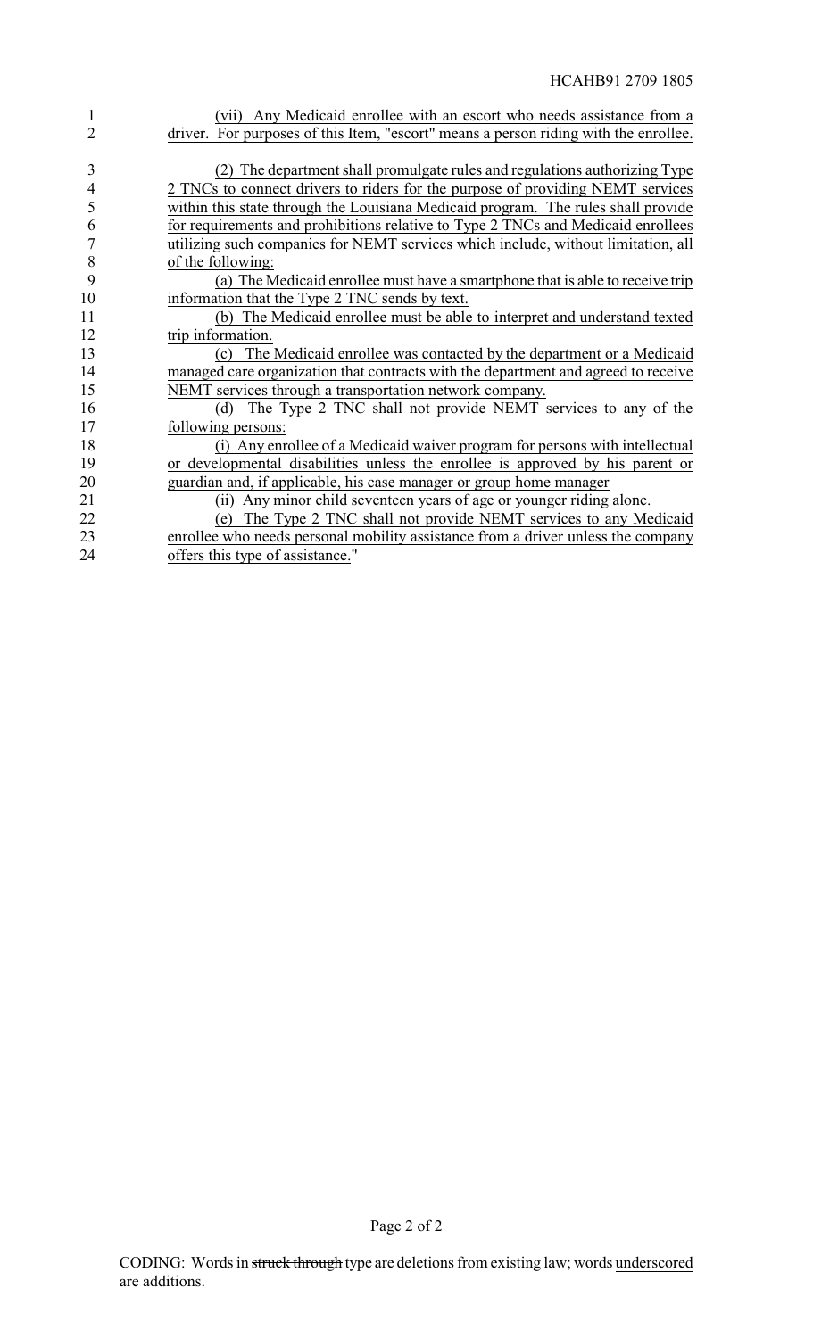(vii) Any Medicaid enrollee with an escort who needs assistance from a driver. For purposes of this Item, "escort" means a person riding with the enrollee.

(2) The department shall promulgate rules and regulations authorizing Type 2 TNCs to connect drivers to riders for the purpose of providing NEMT services within this state through the Louisiana Medicaid program. The rules shall provide for requirements and prohibitions relative to Type 2 TNCs and Medicaid enrollees utilizing such companies for NEMT services which include, without limitation, all of the following:

(a) The Medicaid enrollee must have a smartphone that is able to receive trip information that the Type 2 TNC sends by text.

(b) The Medicaid enrollee must be able to interpret and understand texted trip information.

(c) The Medicaid enrollee was contacted by the department or a Medicaid managed care organization that contracts with the department and agreed to receive NEMT services through a transportation network company.

(d) The Type 2 TNC shall not provide NEMT services to any of the following persons:

(i) Any enrollee of a Medicaid waiver program for persons with intellectual or developmental disabilities unless the enrollee is approved by his parent or guardian and, if applicable, his case manager or group home manager

(ii) Any minor child seventeen years of age or younger riding alone.

(e) The Type 2 TNC shall not provide NEMT services to any Medicaid enrollee who needs personal mobility assistance from a driver unless the company offers this type of assistance."

CODING: Words in struck through type are deletions from existing law; words underscored are additions.